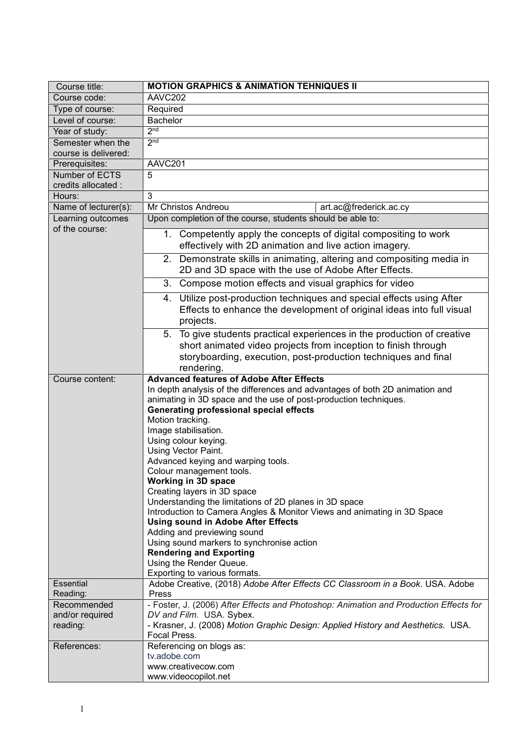| Course title: | **MOTION GRAPHICS & ANIMATION TEHNIQUES II** | |
|---|---|---|
| Course code: | AAVC202 | |
| Type of course: | Required | |
| Level of course: | Bachelor | |
| Year of study: | 2nd | |
| Semester when the course is delivered: | 2nd | |
| Prerequisites: | AAVC201 | |
| Number of ECTS credits allocated : | 5 | |
| Hours: | 3 | |
| Name of lecturer(s): | Mr Christos Andreou | art.ac@frederick.ac.cy |
| Learning outcomes of the course: | Upon completion of the course, students should be able to:<br>1. Competently apply the concepts of digital compositing to work effectively with 2D animation and live action imagery.<br>2. Demonstrate skills in animating, altering and compositing media in 2D and 3D space with the use of Adobe After Effects.<br>3. Compose motion effects and visual graphics for video<br>4. Utilize post-production techniques and special effects using After Effects to enhance the development of original ideas into full visual projects.<br>5. To give students practical experiences in the production of creative short animated video projects from inception to finish through storyboarding, execution, post-production techniques and final rendering. | |
| Course content: | **Advanced features of Adobe After Effects**<br>In depth analysis of the differences and advantages of both 2D animation and animating in 3D space and the use of post-production techniques.<br>**Generating professional special effects**<br>Motion tracking.<br>Image stabilisation.<br>Using colour keying.<br>Using Vector Paint.<br>Advanced keying and warping tools.<br>Colour management tools.<br>**Working in 3D space**<br>Creating layers in 3D space<br>Understanding the limitations of 2D planes in 3D space<br>Introduction to Camera Angles & Monitor Views and animating in 3D Space<br>**Using sound in Adobe After Effects**<br>Adding and previewing sound<br>Using sound markers to synchronise action<br>**Rendering and Exporting**<br>Using the Render Queue.<br>Exporting to various formats. | |
| Essential Reading: | Adobe Creative, (2018) *Adobe After Effects CC Classroom in a Book*. USA. Adobe Press | |
| Recommended and/or required reading: | - Foster, J. (2006) *After Effects and Photoshop: Animation and Production Effects for DV and Film.* USA. Sybex.<br>- Krasner, J. (2008) *Motion Graphic Design: Applied History and Aesthetics.* USA. Focal Press. | |
| References: | Referencing on blogs as:<br>tv.adobe.com<br>www.creativecow.com<br>www.videocopilot.net | |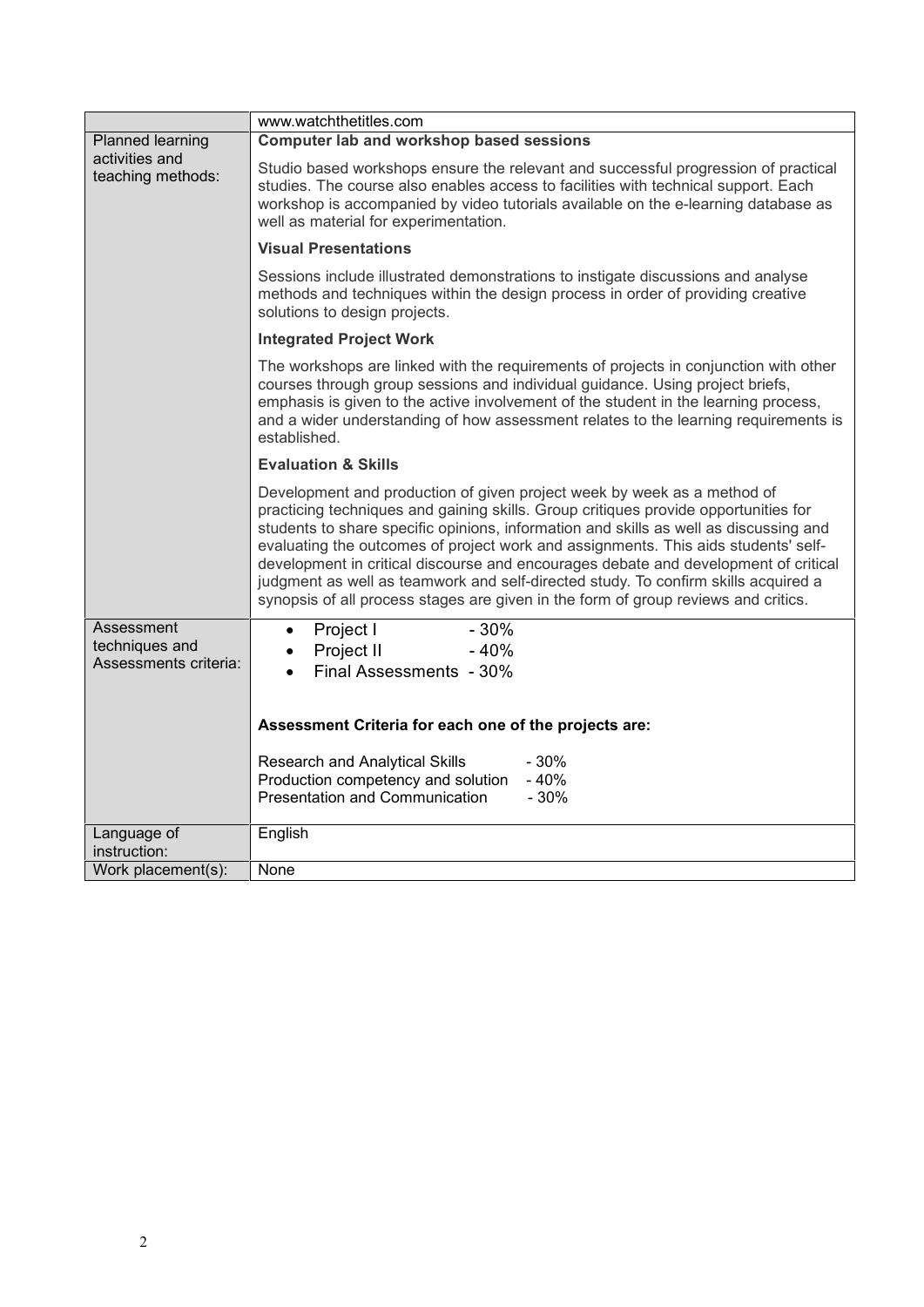| | |
|---|---|
| | www.watchthetitles.com |
| Planned learning activities and teaching methods: | **Computer lab and workshop based sessions**<br><br>Studio based workshops ensure the relevant and successful progression of practical studies. The course also enables access to facilities with technical support. Each workshop is accompanied by video tutorials available on the e-learning database as well as material for experimentation.<br><br>**Visual Presentations**<br><br>Sessions include illustrated demonstrations to instigate discussions and analyse methods and techniques within the design process in order of providing creative solutions to design projects.<br><br>**Integrated Project Work**<br><br>The workshops are linked with the requirements of projects in conjunction with other courses through group sessions and individual guidance. Using project briefs, emphasis is given to the active involvement of the student in the learning process, and a wider understanding of how assessment relates to the learning requirements is established.<br><br>**Evaluation & Skills**<br><br>Development and production of given project week by week as a method of practicing techniques and gaining skills. Group critiques provide opportunities for students to share specific opinions, information and skills as well as discussing and evaluating the outcomes of project work and assignments. This aids students' self-development in critical discourse and encourages debate and development of critical judgment as well as teamwork and self-directed study. To confirm skills acquired a synopsis of all process stages are given in the form of group reviews and critics. |
| Assessment techniques and Assessments criteria: | • Project I - 30%<br>• Project II - 40%<br>• Final Assessments - 30%<br><br>**Assessment Criteria for each one of the projects are:**<br><br>Research and Analytical Skills - 30%<br>Production competency and solution - 40%<br>Presentation and Communication - 30% |
| Language of instruction: | English |
| Work placement(s): | None |